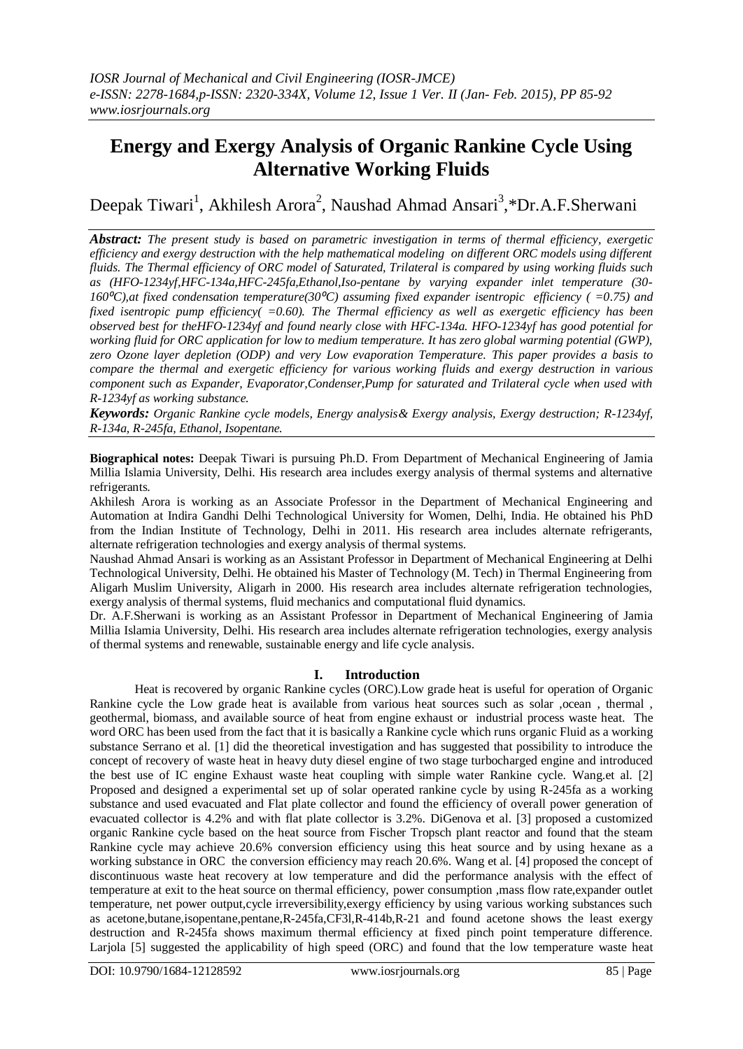# Energy and Exergy Analysis of Organic Rankine Cycle Using Alternative Working Fluids

Deepak Tiwari[1], Akhilesh Arora[2], Naushad Ahmad Ansari[3],*Dr.A.F.Sherwani

***Abstract:*** *The present study is based on parametric investigation in terms of thermal efficiency, exergetic efficiency and exergy destruction with the help mathematical modeling on different ORC models using different fluids. The Thermal efficiency of ORC model of Saturated, Trilateral is compared by using working fluids such as (HFO-1234yf,HFC-134a,HFC-245fa,Ethanol,Iso-pentane by varying expander inlet temperature (30-160⁰C),at fixed condensation temperature(30⁰C) assuming fixed expander isentropic efficiency ( =0.75) and fixed isentropic pump efficiency( =0.60). The Thermal efficiency as well as exergetic efficiency has been observed best for theHFO-1234yf and found nearly close with HFC-134a. HFO-1234yf has good potential for working fluid for ORC application for low to medium temperature. It has zero global warming potential (GWP), zero Ozone layer depletion (ODP) and very Low evaporation Temperature. This paper provides a basis to compare the thermal and exergetic efficiency for various working fluids and exergy destruction in various component such as Expander, Evaporator,Condenser,Pump for saturated and Trilateral cycle when used with R-1234yf as working substance.*

***Keywords:*** *Organic Rankine cycle models, Energy analysis& Exergy analysis, Exergy destruction; R-1234yf, R-134a, R-245fa, Ethanol, Isopentane.*

**Biographical notes:** Deepak Tiwari is pursuing Ph.D. From Department of Mechanical Engineering of Jamia Millia Islamia University, Delhi. His research area includes exergy analysis of thermal systems and alternative refrigerants.

Akhilesh Arora is working as an Associate Professor in the Department of Mechanical Engineering and Automation at Indira Gandhi Delhi Technological University for Women, Delhi, India. He obtained his PhD from the Indian Institute of Technology, Delhi in 2011. His research area includes alternate refrigerants, alternate refrigeration technologies and exergy analysis of thermal systems.

Naushad Ahmad Ansari is working as an Assistant Professor in Department of Mechanical Engineering at Delhi Technological University, Delhi. He obtained his Master of Technology (M. Tech) in Thermal Engineering from Aligarh Muslim University, Aligarh in 2000. His research area includes alternate refrigeration technologies, exergy analysis of thermal systems, fluid mechanics and computational fluid dynamics.

Dr. A.F.Sherwani is working as an Assistant Professor in Department of Mechanical Engineering of Jamia Millia Islamia University, Delhi. His research area includes alternate refrigeration technologies, exergy analysis of thermal systems and renewable, sustainable energy and life cycle analysis.

## I. Introduction

Heat is recovered by organic Rankine cycles (ORC).Low grade heat is useful for operation of Organic Rankine cycle the Low grade heat is available from various heat sources such as solar ,ocean , thermal , geothermal, biomass, and available source of heat from engine exhaust or industrial process waste heat. The word ORC has been used from the fact that it is basically a Rankine cycle which runs organic Fluid as a working substance Serrano et al. [1] did the theoretical investigation and has suggested that possibility to introduce the concept of recovery of waste heat in heavy duty diesel engine of two stage turbocharged engine and introduced the best use of IC engine Exhaust waste heat coupling with simple water Rankine cycle. Wang.et al. [2] Proposed and designed a experimental set up of solar operated rankine cycle by using R-245fa as a working substance and used evacuated and Flat plate collector and found the efficiency of overall power generation of evacuated collector is 4.2% and with flat plate collector is 3.2%. DiGenova et al. [3] proposed a customized organic Rankine cycle based on the heat source from Fischer Tropsch plant reactor and found that the steam Rankine cycle may achieve 20.6% conversion efficiency using this heat source and by using hexane as a working substance in ORC the conversion efficiency may reach 20.6%. Wang et al. [4] proposed the concept of discontinuous waste heat recovery at low temperature and did the performance analysis with the effect of temperature at exit to the heat source on thermal efficiency, power consumption ,mass flow rate,expander outlet temperature, net power output,cycle irreversibility,exergy efficiency by using various working substances such as acetone,butane,isopentane,pentane,R-245fa,CF3l,R-414b,R-21 and found acetone shows the least exergy destruction and R-245fa shows maximum thermal efficiency at fixed pinch point temperature difference. Larjola [5] suggested the applicability of high speed (ORC) and found that the low temperature waste heat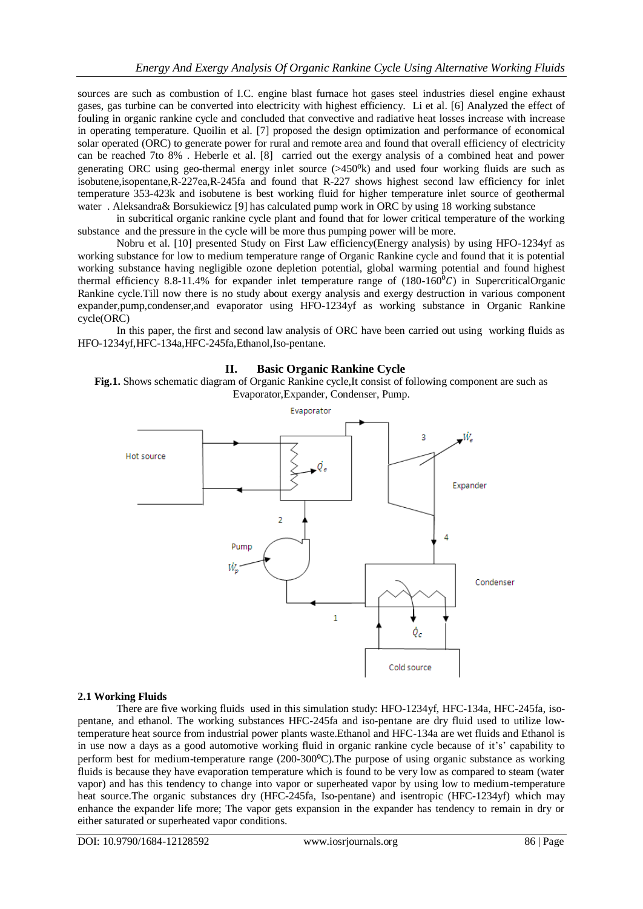sources are such as combustion of I.C. engine blast furnace hot gases steel industries diesel engine exhaust gases, gas turbine can be converted into electricity with highest efficiency. Li et al. [6] Analyzed the effect of fouling in organic rankine cycle and concluded that convective and radiative heat losses increase with increase in operating temperature. Quoilin et al. [7] proposed the design optimization and performance of economical solar operated (ORC) to generate power for rural and remote area and found that overall efficiency of electricity can be reached 7to 8% . Heberle et al. [8] carried out the exergy analysis of a combined heat and power generating ORC using geo-thermal energy inlet source (>450⁰k) and used four working fluids are such as isobutene,isopentane,R-227ea,R-245fa and found that R-227 shows highest second law efficiency for inlet temperature 353-423k and isobutene is best working fluid for higher temperature inlet source of geothermal water . Aleksandra& Borsukiewicz [9] has calculated pump work in ORC by using 18 working substance in subcritical organic rankine cycle plant and found that for lower critical temperature of the working substance and the pressure in the cycle will be more thus pumping power will be more.

Nobru et al. [10] presented Study on First Law efficiency(Energy analysis) by using HFO-1234yf as working substance for low to medium temperature range of Organic Rankine cycle and found that it is potential working substance having negligible ozone depletion potential, global warming potential and found highest thermal efficiency 8.8-11.4% for expander inlet temperature range of (180-160$^0C$) in SupercriticalOrganic Rankine cycle.Till now there is no study about exergy analysis and exergy destruction in various component expander,pump,condenser,and evaporator using HFO-1234yf as working substance in Organic Rankine cycle(ORC)

In this paper, the first and second law analysis of ORC have been carried out using working fluids as HFO-1234yf,HFC-134a,HFC-245fa,Ethanol,Iso-pentane.

## II. Basic Organic Rankine Cycle

**Fig.1.** Shows schematic diagram of Organic Rankine cycle,It consist of following component are such as Evaporator,Expander, Condenser, Pump.

### 2.1 Working Fluids

There are five working fluids used in this simulation study: HFO-1234yf, HFC-134a, HFC-245fa, iso-pentane, and ethanol. The working substances HFC-245fa and iso-pentane are dry fluid used to utilize low-temperature heat source from industrial power plants waste.Ethanol and HFC-134a are wet fluids and Ethanol is in use now a days as a good automotive working fluid in organic rankine cycle because of it's' capability to perform best for medium-temperature range (200-300⁰C).The purpose of using organic substance as working fluids is because they have evaporation temperature which is found to be very low as compared to steam (water vapor) and has this tendency to change into vapor or superheated vapor by using low to medium-temperature heat source.The organic substances dry (HFC-245fa, Iso-pentane) and isentropic (HFC-1234yf) which may enhance the expander life more; The vapor gets expansion in the expander has tendency to remain in dry or either saturated or superheated vapor conditions.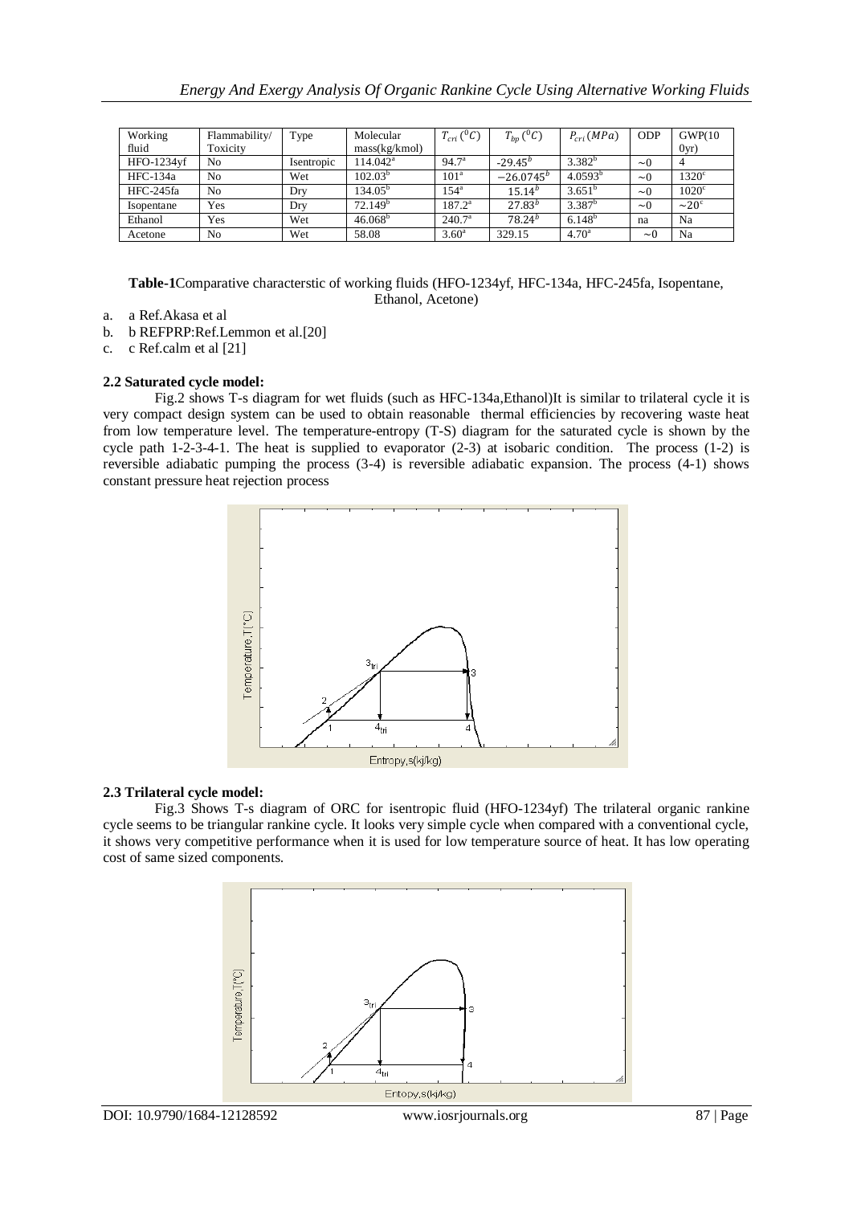| Working fluid | Flammability/ Toxicity | Type | Molecular mass(kg/kmol) | $T_{cri}\,(^{0}C)$ | $T_{bp}\,(^{0}C)$ | $P_{cri}\,(MPa)$ | ODP | GWP(100yr) |
|---|---|---|---|---|---|---|---|---|
| HFO-1234yf | No | Isentropic | 114.042[a] | 94.7[a] | $-29.45^{b}$ | 3.382[b] | ~0 | 4 |
| HFC-134a | No | Wet | 102.03[b] | 101[a] | $-26.0745^{b}$ | 4.0593[b] | ~0 | 1320[c] |
| HFC-245fa | No | Dry | 134.05[b] | 154[a] | $15.14^{b}$ | 3.651[b] | ~0 | 1020[c] |
| Isopentane | Yes | Dry | 72.149[b] | 187.2[a] | $27.83^{b}$ | 3.387[b] | ~0 | ~20[c] |
| Ethanol | Yes | Wet | 46.068[b] | 240.7[a] | $78.24^{b}$ | 6.148[b] | na | Na |
| Acetone | No | Wet | 58.08 | 3.60[a] | 329.15 | 4.70[a] | ~0 | Na |

**Table-1**Comparative characterstic of working fluids (HFO-1234yf, HFC-134a, HFC-245fa, Isopentane, Ethanol, Acetone)

a. a Ref.Akasa et al
b. b REFPRP:Ref.Lemmon et al.[20]
c. c Ref.calm et al [21]

### 2.2 Saturated cycle model:

Fig.2 shows T-s diagram for wet fluids (such as HFC-134a,Ethanol)It is similar to trilateral cycle it is very compact design system can be used to obtain reasonable thermal efficiencies by recovering waste heat from low temperature level. The temperature-entropy (T-S) diagram for the saturated cycle is shown by the cycle path 1-2-3-4-1. The heat is supplied to evaporator (2-3) at isobaric condition. The process (1-2) is reversible adiabatic pumping the process (3-4) is reversible adiabatic expansion. The process (4-1) shows constant pressure heat rejection process

### 2.3 Trilateral cycle model:

Fig.3 Shows T-s diagram of ORC for isentropic fluid (HFO-1234yf) The trilateral organic rankine cycle seems to be triangular rankine cycle. It looks very simple cycle when compared with a conventional cycle, it shows very competitive performance when it is used for low temperature source of heat. It has low operating cost of same sized components.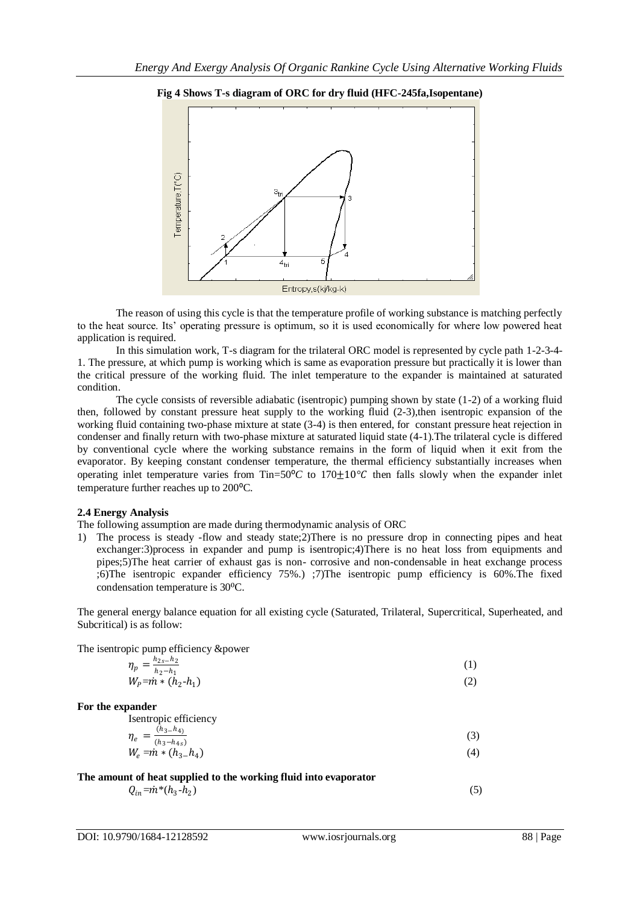**Fig 4 Shows T-s diagram of ORC for dry fluid (HFC-245fa,Isopentane)**

The reason of using this cycle is that the temperature profile of working substance is matching perfectly to the heat source. Its' operating pressure is optimum, so it is used economically for where low powered heat application is required.

In this simulation work, T-s diagram for the trilateral ORC model is represented by cycle path 1-2-3-4-1. The pressure, at which pump is working which is same as evaporation pressure but practically it is lower than the critical pressure of the working fluid. The inlet temperature to the expander is maintained at saturated condition.

The cycle consists of reversible adiabatic (isentropic) pumping shown by state (1-2) of a working fluid then, followed by constant pressure heat supply to the working fluid (2-3),then isentropic expansion of the working fluid containing two-phase mixture at state (3-4) is then entered, for constant pressure heat rejection in condenser and finally return with two-phase mixture at saturated liquid state (4-1).The trilateral cycle is differed by conventional cycle where the working substance remains in the form of liquid when it exit from the evaporator. By keeping constant condenser temperature, the thermal efficiency substantially increases when operating inlet temperature varies from $Tin=50^{o}C$ to $170\pm10°C$ then falls slowly when the expander inlet temperature further reaches up to 200$^{o}$C.

### 2.4 Energy Analysis

The following assumption are made during thermodynamic analysis of ORC

1) The process is steady -flow and steady state;2)There is no pressure drop in connecting pipes and heat exchanger:3)process in expander and pump is isentropic;4)There is no heat loss from equipments and pipes;5)The heat carrier of exhaust gas is non- corrosive and non-condensable in heat exchange process ;6)The isentropic expander efficiency 75%.) ;7)The isentropic pump efficiency is 60%.The fixed condensation temperature is 30$^{0}$C.

The general energy balance equation for all existing cycle (Saturated, Trilateral, Supercritical, Superheated, and Subcritical) is as follow:

The isentropic pump efficiency &power

$$\eta_p = \frac{h_{2s-}h_2}{h_2-h_1} \quad (1)$$

$$W_P=\dot{m} * (h_2\text{-}h_1) \quad (2)$$

**For the expander**

Isentropic efficiency

$$\eta_e = \frac{(h_{3-}h_{4)}}{(h_3-h_{4s)}} \quad (3)$$

$$W_e = \dot{m} * (h_{3-}h_4) \quad (4)$$

**The amount of heat supplied to the working fluid into evaporator**

$$Q_{in}=\dot{m}*(h_3\text{-}h_2) \quad (5)$$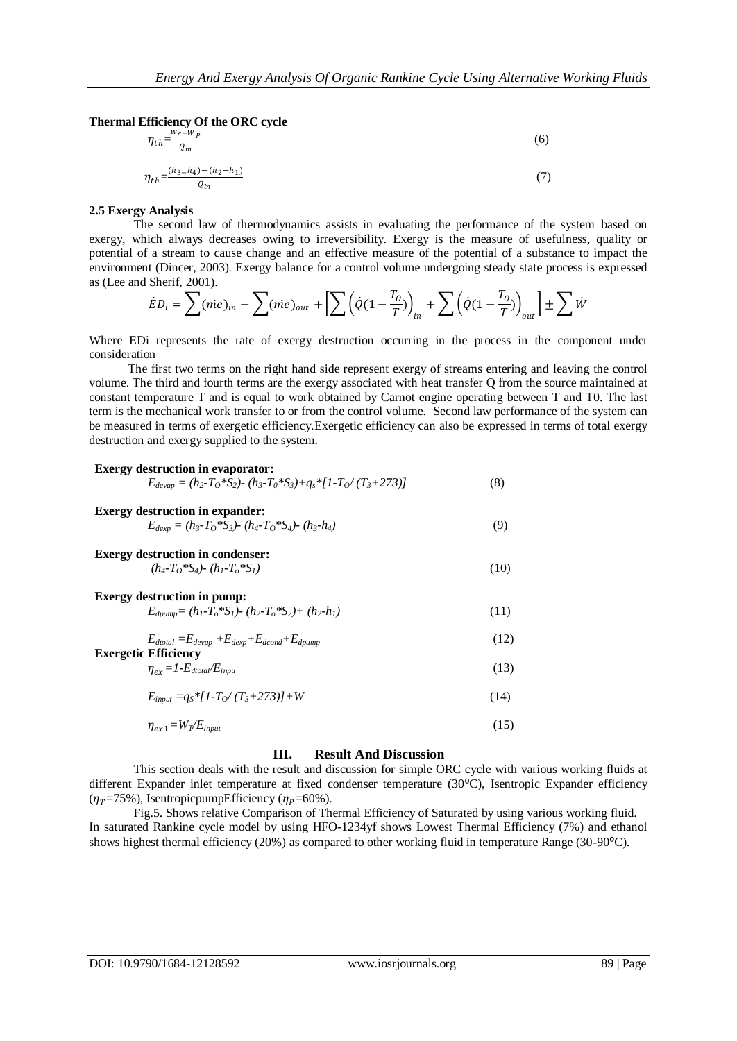**Thermal Efficiency Of the ORC cycle**

$$\eta_{th} = \frac{w_e - W_P}{Q_{in}} \tag{6}$$

$$\eta_{th} = \frac{(h_3 - h_4) - (h_2 - h_1)}{Q_{in}} \tag{7}$$

**2.5 Exergy Analysis**

The second law of thermodynamics assists in evaluating the performance of the system based on exergy, which always decreases owing to irreversibility. Exergy is the measure of usefulness, quality or potential of a stream to cause change and an effective measure of the potential of a substance to impact the environment (Dincer, 2003). Exergy balance for a control volume undergoing steady state process is expressed as (Lee and Sherif, 2001).

$$\dot{E}D_i = \sum(\dot{m}e)_{in} - \sum(\dot{m}e)_{out} + \left[\sum\left(\dot{Q}(1 - \frac{T_O}{T})\right)_{in} + \sum\left(\dot{Q}(1 - \frac{T_O}{T})\right)_{out}\right] \pm \sum \dot{W}$$

Where EDi represents the rate of exergy destruction occurring in the process in the component under consideration

The first two terms on the right hand side represent exergy of streams entering and leaving the control volume. The third and fourth terms are the exergy associated with heat transfer Q from the source maintained at constant temperature T and is equal to work obtained by Carnot engine operating between T and T0. The last term is the mechanical work transfer to or from the control volume. Second law performance of the system can be measured in terms of exergetic efficiency.Exergetic efficiency can also be expressed in terms of total exergy destruction and exergy supplied to the system.

**Exergy destruction in evaporator:**

$$E_{devap} = (h_2 - T_O*S_2) - (h_3 - T_0*S_3) + q_s*[1 - T_O/(T_3+273)] \tag{8}$$

**Exergy destruction in expander:**

$$E_{dexp} = (h_3 - T_O*S_3) - (h_4 - T_O*S_4) - (h_3 - h_4) \tag{9}$$

**Exergy destruction in condenser:**

$$(h_4 - T_O*S_4) - (h_1 - T_o*S_1) \tag{10}$$

**Exergy destruction in pump:**

$$E_{dpump} = (h_1 - T_o*S_1) - (h_2 - T_o*S_2) + (h_2 - h_1) \tag{11}$$

$$E_{dtotal} = E_{devap} + E_{dexp} + E_{dcond} + E_{dpump} \tag{12}$$

**Exergetic Efficiency**

$$\eta_{ex} = 1 - E_{dtotal}/E_{inpu} \tag{13}$$

$$E_{input} = q_S*[1 - T_O/(T_3+273)] + W \tag{14}$$

$$\eta_{ex1} = W_T/E_{input} \tag{15}$$

## III. Result And Discussion

This section deals with the result and discussion for simple ORC cycle with various working fluids at different Expander inlet temperature at fixed condenser temperature (30°C), Isentropic Expander efficiency ($\eta_T$=75%), IsentropicpumpEfficiency ($\eta_P$=60%).

Fig.5. Shows relative Comparison of Thermal Efficiency of Saturated by using various working fluid. In saturated Rankine cycle model by using HFO-1234yf shows Lowest Thermal Efficiency (7%) and ethanol shows highest thermal efficiency (20%) as compared to other working fluid in temperature Range (30-90°C).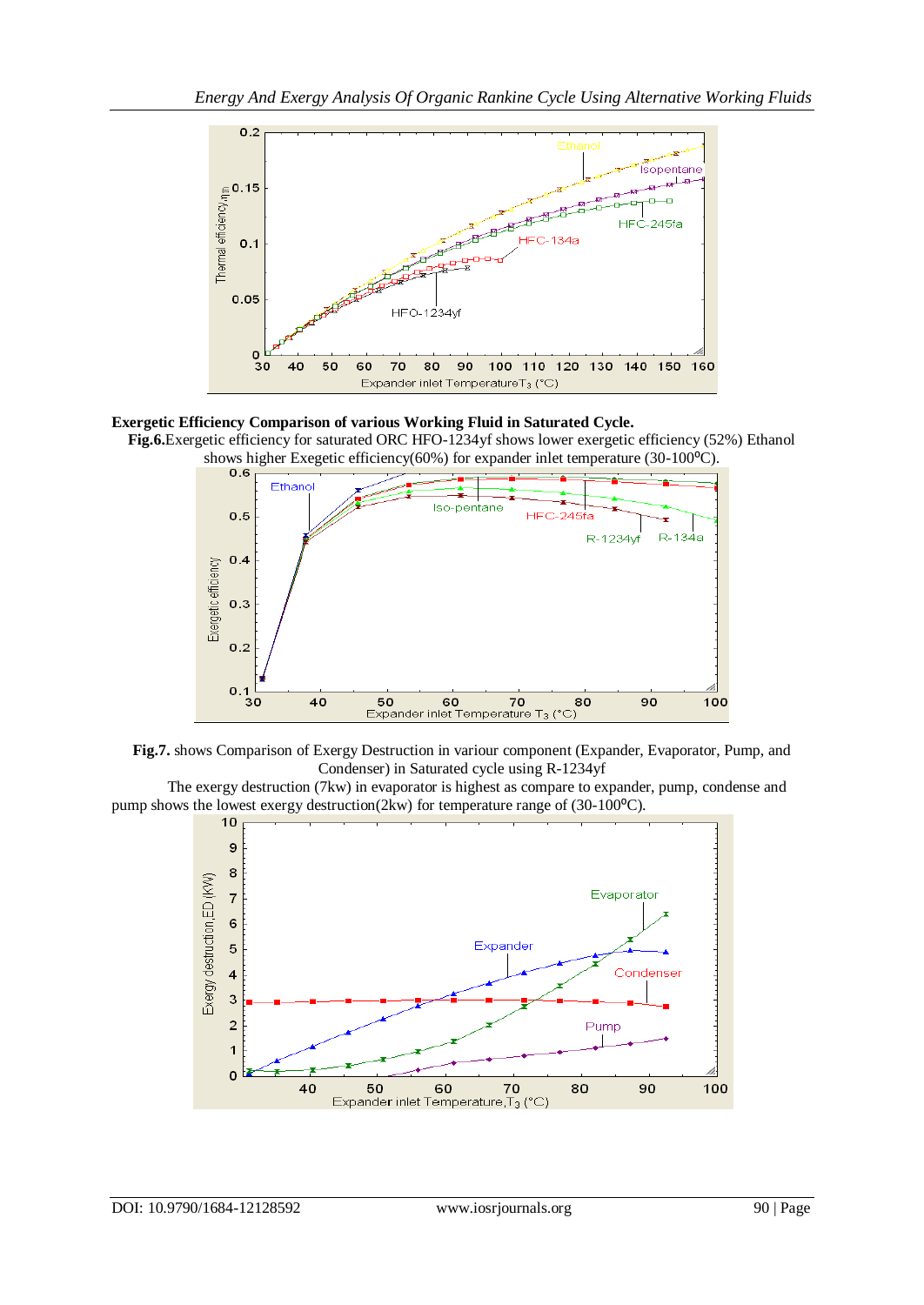**Exergetic Efficiency Comparison of various Working Fluid in Saturated Cycle.**

**Fig.6.**Exergetic efficiency for saturated ORC HFO-1234yf shows lower exergetic efficiency (52%) Ethanol shows higher Exegetic efficiency(60%) for expander inlet temperature (30-100ºC).

**Fig.7.** shows Comparison of Exergy Destruction in variour component (Expander, Evaporator, Pump, and Condenser) in Saturated cycle using R-1234yf

The exergy destruction (7kw) in evaporator is highest as compare to expander, pump, condense and pump shows the lowest exergy destruction(2kw) for temperature range of (30-100ºC).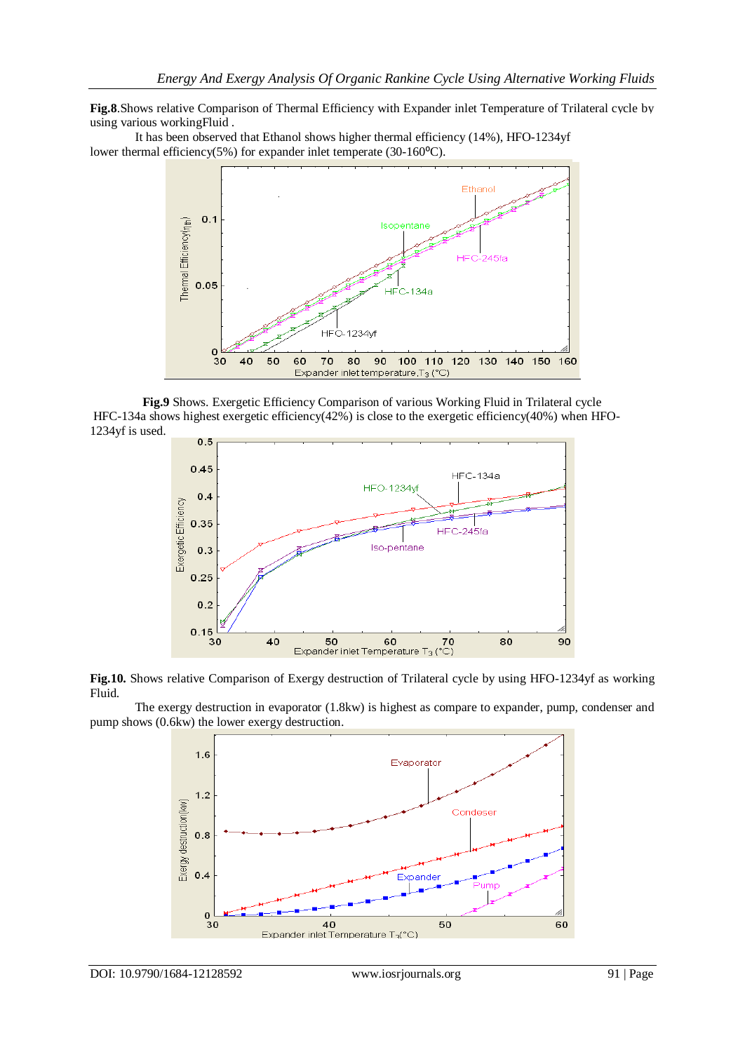**Fig.8**.Shows relative Comparison of Thermal Efficiency with Expander inlet Temperature of Trilateral cycle by using various workingFluid .

It has been observed that Ethanol shows higher thermal efficiency (14%), HFO-1234yf lower thermal efficiency(5%) for expander inlet temperate (30-160⁰C).

**Fig.9** Shows. Exergetic Efficiency Comparison of various Working Fluid in Trilateral cycle HFC-134a shows highest exergetic efficiency(42%) is close to the exergetic efficiency(40%) when HFO-1234yf is used.

**Fig.10.** Shows relative Comparison of Exergy destruction of Trilateral cycle by using HFO-1234yf as working Fluid.

The exergy destruction in evaporator (1.8kw) is highest as compare to expander, pump, condenser and pump shows (0.6kw) the lower exergy destruction.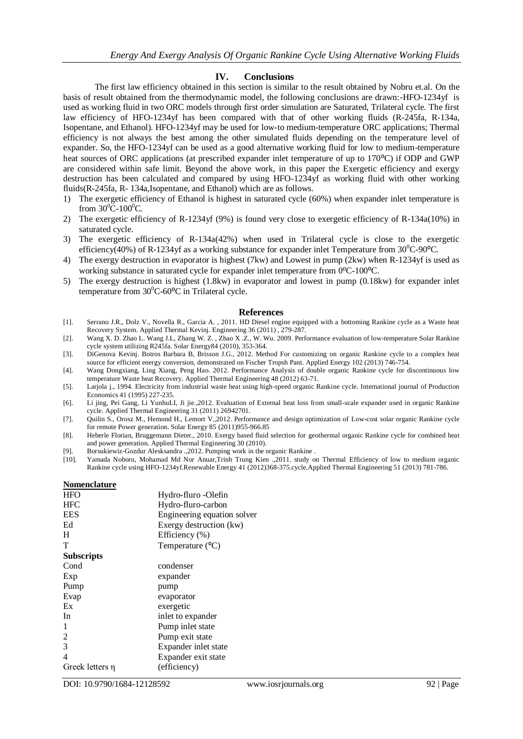## IV. Conclusions

The first law efficiency obtained in this section is similar to the result obtained by Nobru et.al. On the basis of result obtained from the thermodynamic model, the following conclusions are drawn:-HFO-1234yf is used as working fluid in two ORC models through first order simulation are Saturated, Trilateral cycle. The first law efficiency of HFO-1234yf has been compared with that of other working fluids (R-245fa, R-134a, Isopentane, and Ethanol). HFO-1234yf may be used for low-to medium-temperature ORC applications; Thermal efficiency is not always the best among the other simulated fluids depending on the temperature level of expander. So, the HFO-1234yf can be used as a good alternative working fluid for low to medium-temperature heat sources of ORC applications (at prescribed expander inlet temperature of up to 170°C) if ODP and GWP are considered within safe limit. Beyond the above work, in this paper the Exergetic efficiency and exergy destruction has been calculated and compared by using HFO-1234yf as working fluid with other working fluids(R-245fa, R- 134a,Isopentane, and Ethanol) which are as follows.

1) The exergetic efficiency of Ethanol is highest in saturated cycle (60%) when expander inlet temperature is from $30^0$C-$100^0$C.
2) The exergetic efficiency of R-1234yf (9%) is found very close to exergetic efficiency of R-134a(10%) in saturated cycle.
3) The exergetic efficiency of R-134a(42%) when used in Trilateral cycle is close to the exergetic efficiency(40%) of R-1234yf as a working substance for expander inlet Temperature from $30^0$C-90°C.
4) The exergy destruction in evaporator is highest (7kw) and Lowest in pump (2kw) when R-1234yf is used as working substance in saturated cycle for expander inlet temperature from $0^0$C-100°C.
5) The exergy destruction is highest (1.8kw) in evaporator and lowest in pump (0.18kw) for expander inlet temperature from $30^0$C-60°C in Trilateral cycle.

## References

[1]. Serrano J.R., Dolz V., Novella R., Garcia A. , 2011. HD Diesel engine equipped with a bottoming Rankine cycle as a Waste heat Recovery System. Applied Thermal Kevinj. Engineering 36 (2011) , 279-287.

[2]. Wang X. D. Zhao L. Wang J.L, Zhang W. Z. , Zhao X .Z., W. Wu. 2009. Performance evaluation of low-temperature Solar Rankine cycle system utilizing R245fa. Solar Energy84 (2010), 353-364.

[3]. DiGenova Kevinj. Botros Barbara B, Brisson J.G., 2012. Method For customizing on organic Rankine cycle to a complex heat source for efficient energy conversion, demonstrated on Fischer Tropsh Pant. Applied Energy 102 (2013) 746-754.

[4]. Wang Dongxiang, Ling Xiang, Peng Hao. 2012. Performance Analysis of double organic Rankine cycle for discontinuous low temperature Waste heat Recovery. Applied Thermal Engineering 48 (2012) 63-71.

[5]. Larjola j., 1994. Electricity from industrial waste heat using high-speed organic Rankine cycle. International journal of Production Economics 41 (1995) 227-235.

[6]. Li jing, Pei Gang, Li YunhuLI, Ji jie.,2012. Evaluation of External heat loss from small-scale expander used in organic Rankine cycle. Applied Thermal Engineering 31 (2011) 26942701.

[7]. Quilin S., Orosz M., Hemond H., Lemort V.,2012. Performance and design optimization of Low-cost solar organic Rankine cycle for remote Power generation. Solar Energy 85 (2011)955-966.85

[8]. Heberle Florian, Bruggemann Dieter., 2010. Exergy based fluid selection for geothermal organic Rankine cycle for combined heat and power generation. Applied Thermal Engineering 30 (2010).

[9]. Borsukiewiz-Gozdur Alesksandra .,2012. Pumping work in the organic Rankine .

[10]. Yamada Noboru, Mohamad Md Nor Anuar,Trinh Trung Kien .,2011. study on Thermal Efficiency of low to medium organic Rankine cycle using HFO-1234yf.Renewable Energy 41 (2012)368-375.cycle.Applied Thermal Engineering 51 (2013) 781-786.

## Nomenclature

| | |
|---|---|
| HFO | Hydro-fluro -Olefin |
| HFC | Hydro-fluro-carbon |
| EES | Engineering equation solver |
| Ed | Exergy destruction (kw) |
| H | Efficiency (%) |
| T | Temperature (°C) |
| **Subscripts** | |
| Cond | condenser |
| Exp | expander |
| Pump | pump |
| Evap | evaporator |
| Ex | exergetic |
| In | inlet to expander |
| 1 | Pump inlet state |
| 2 | Pump exit state |
| 3 | Expander inlet state |
| 4 | Expander exit state |
| Greek letters η | (efficiency) |